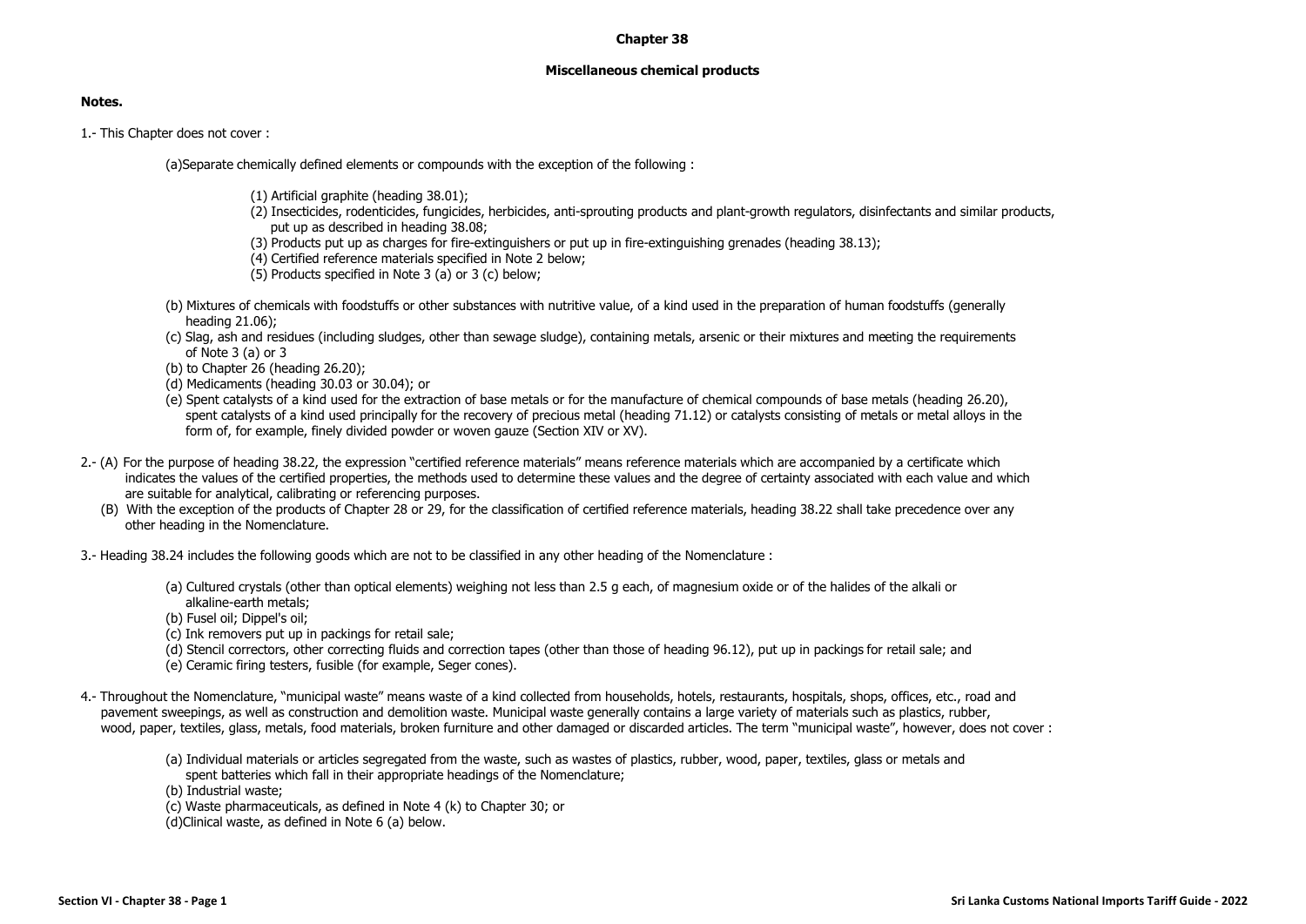# Chapter 38

## Miscellaneous chemical products

**Notes.**

1.- This Chapter does not cover :

(a)Separate chemically defined elements or compounds with the exception of the following :

(1) Artificial graphite (heading 38.01);
(2) Insecticides, rodenticides, fungicides, herbicides, anti-sprouting products and plant-growth regulators, disinfectants and similar products, put up as described in heading 38.08;
(3) Products put up as charges for fire-extinguishers or put up in fire-extinguishing grenades (heading 38.13);
(4) Certified reference materials specified in Note 2 below;
(5) Products specified in Note 3 (a) or 3 (c) below;

(b) Mixtures of chemicals with foodstuffs or other substances with nutritive value, of a kind used in the preparation of human foodstuffs (generally heading 21.06);
(c) Slag, ash and residues (including sludges, other than sewage sludge), containing metals, arsenic or their mixtures and meeting the requirements of Note 3 (a) or 3
(b) to Chapter 26 (heading 26.20);
(d) Medicaments (heading 30.03 or 30.04); or
(e) Spent catalysts of a kind used for the extraction of base metals or for the manufacture of chemical compounds of base metals (heading 26.20), spent catalysts of a kind used principally for the recovery of precious metal (heading 71.12) or catalysts consisting of metals or metal alloys in the form of, for example, finely divided powder or woven gauze (Section XIV or XV).

2.- (A) For the purpose of heading 38.22, the expression "certified reference materials" means reference materials which are accompanied by a certificate which indicates the values of the certified properties, the methods used to determine these values and the degree of certainty associated with each value and which are suitable for analytical, calibrating or referencing purposes.

(B) With the exception of the products of Chapter 28 or 29, for the classification of certified reference materials, heading 38.22 shall take precedence over any other heading in the Nomenclature.

3.- Heading 38.24 includes the following goods which are not to be classified in any other heading of the Nomenclature :

(a) Cultured crystals (other than optical elements) weighing not less than 2.5 g each, of magnesium oxide or of the halides of the alkali or alkaline-earth metals;
(b) Fusel oil; Dippel's oil;
(c) Ink removers put up in packings for retail sale;
(d) Stencil correctors, other correcting fluids and correction tapes (other than those of heading 96.12), put up in packings for retail sale; and
(e) Ceramic firing testers, fusible (for example, Seger cones).

4.- Throughout the Nomenclature, "municipal waste" means waste of a kind collected from households, hotels, restaurants, hospitals, shops, offices, etc., road and pavement sweepings, as well as construction and demolition waste. Municipal waste generally contains a large variety of materials such as plastics, rubber, wood, paper, textiles, glass, metals, food materials, broken furniture and other damaged or discarded articles. The term "municipal waste", however, does not cover :

(a) Individual materials or articles segregated from the waste, such as wastes of plastics, rubber, wood, paper, textiles, glass or metals and spent batteries which fall in their appropriate headings of the Nomenclature;
(b) Industrial waste;
(c) Waste pharmaceuticals, as defined in Note 4 (k) to Chapter 30; or
(d)Clinical waste, as defined in Note 6 (a) below.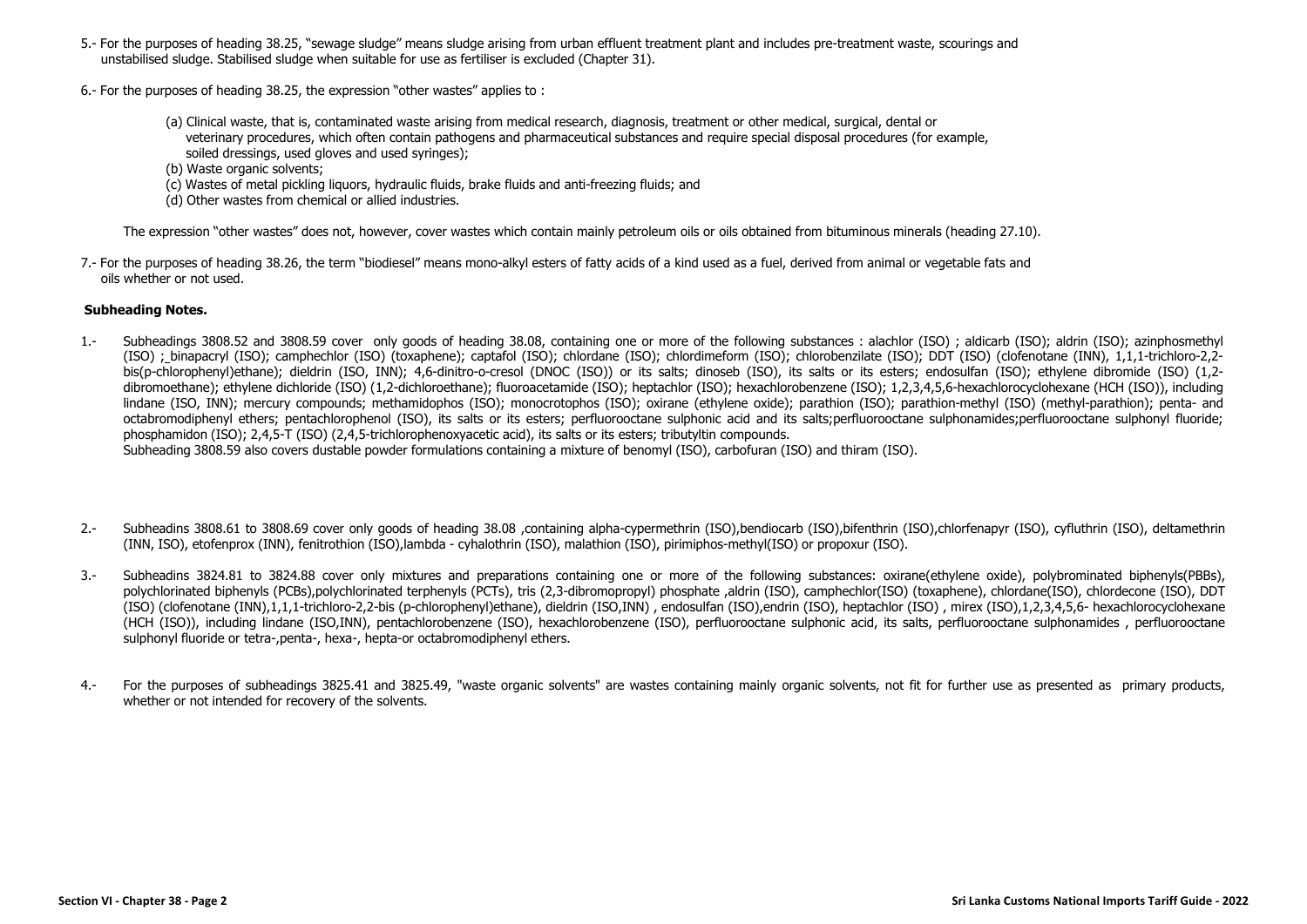5.- For the purposes of heading 38.25, "sewage sludge" means sludge arising from urban effluent treatment plant and includes pre-treatment waste, scourings and unstabilised sludge. Stabilised sludge when suitable for use as fertiliser is excluded (Chapter 31).

6.- For the purposes of heading 38.25, the expression "other wastes" applies to :

(a) Clinical waste, that is, contaminated waste arising from medical research, diagnosis, treatment or other medical, surgical, dental or veterinary procedures, which often contain pathogens and pharmaceutical substances and require special disposal procedures (for example, soiled dressings, used gloves and used syringes);
(b) Waste organic solvents;
(c) Wastes of metal pickling liquors, hydraulic fluids, brake fluids and anti-freezing fluids; and
(d) Other wastes from chemical or allied industries.

The expression "other wastes" does not, however, cover wastes which contain mainly petroleum oils or oils obtained from bituminous minerals (heading 27.10).

7.- For the purposes of heading 38.26, the term "biodiesel" means mono-alkyl esters of fatty acids of a kind used as a fuel, derived from animal or vegetable fats and oils whether or not used.

**Subheading Notes.**

1.- Subheadings 3808.52 and 3808.59 cover only goods of heading 38.08, containing one or more of the following substances : alachlor (ISO) ; aldicarb (ISO); aldrin (ISO); azinphosmethyl (ISO) ; binapacryl (ISO); camphechlor (ISO) (toxaphene); captafol (ISO); chlordane (ISO); chlordimeform (ISO); chlorobenzilate (ISO); DDT (ISO) (clofenotane (INN), 1,1,1-trichloro-2,2-bis(p-chlorophenyl)ethane); dieldrin (ISO, INN); 4,6-dinitro-o-cresol (DNOC (ISO)) or its salts; dinoseb (ISO), its salts or its esters; endosulfan (ISO); ethylene dibromide (ISO) (1,2-dibromoethane); ethylene dichloride (ISO) (1,2-dichloroethane); fluoroacetamide (ISO); heptachlor (ISO); hexachlorobenzene (ISO); 1,2,3,4,5,6-hexachlorocyclohexane (HCH (ISO)), including lindane (ISO, INN); mercury compounds; methamidophos (ISO); monocrotophos (ISO); oxirane (ethylene oxide); parathion (ISO); parathion-methyl (ISO) (methyl-parathion); penta- and octabromodiphenyl ethers; pentachlorophenol (ISO), its salts or its esters; perfluorooctane sulphonic acid and its salts;perfluorooctane sulphonamides;perfluorooctane sulphonyl fluoride; phosphamidon (ISO); 2,4,5-T (ISO) (2,4,5-trichlorophenoxyacetic acid), its salts or its esters; tributyltin compounds.
Subheading 3808.59 also covers dustable powder formulations containing a mixture of benomyl (ISO), carbofuran (ISO) and thiram (ISO).

2.- Subheadins 3808.61 to 3808.69 cover only goods of heading 38.08 ,containing alpha-cypermethrin (ISO),bendiocarb (ISO),bifenthrin (ISO),chlorfenapyr (ISO), cyfluthrin (ISO), deltamethrin (INN, ISO), etofenprox (INN), fenitrothion (ISO),lambda - cyhalothrin (ISO), malathion (ISO), pirimiphos-methyl(ISO) or propoxur (ISO).

3.- Subheadins 3824.81 to 3824.88 cover only mixtures and preparations containing one or more of the following substances: oxirane(ethylene oxide), polybrominated biphenyls(PBBs), polychlorinated biphenyls (PCBs),polychlorinated terphenyls (PCTs), tris (2,3-dibromopropyl) phosphate ,aldrin (ISO), camphechlor(ISO) (toxaphene), chlordane(ISO), chlordecone (ISO), DDT (ISO) (clofenotane (INN),1,1,1-trichloro-2,2-bis (p-chlorophenyl)ethane), dieldrin (ISO,INN) , endosulfan (ISO),endrin (ISO), heptachlor (ISO) , mirex (ISO),1,2,3,4,5,6- hexachlorocyclohexane (HCH (ISO)), including lindane (ISO,INN), pentachlorobenzene (ISO), hexachlorobenzene (ISO), perfluorooctane sulphonic acid, its salts, perfluorooctane sulphonamides , perfluorooctane sulphonyl fluoride or tetra-,penta-, hexa-, hepta-or octabromodiphenyl ethers.

4.- For the purposes of subheadings 3825.41 and 3825.49, "waste organic solvents" are wastes containing mainly organic solvents, not fit for further use as presented as primary products, whether or not intended for recovery of the solvents.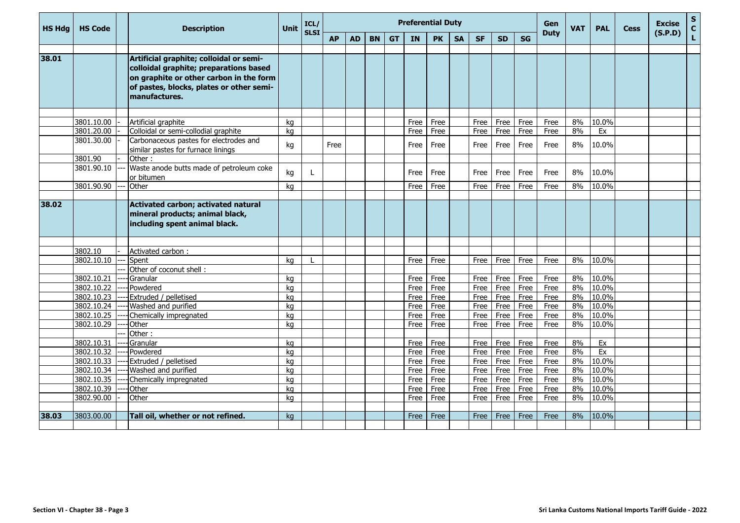| HS Hdg | HS Code | | Description | Unit | ICL/ SLSI | Preferential Duty | | | | | | | | | | Gen Duty | VAT | PAL | Cess | Excise (S.P.D) | S C L |
|---|---|---|---|---|---|---|---|---|---|---|---|---|---|---|---|---|---|---|---|---|---|
| | | | | | | AP | AD | BN | GT | IN | PK | SA | SF | SD | SG | | | | | | |
| **38.01** | | | **Artificial graphite; colloidal or semi-colloidal graphite; preparations based on graphite or other carbon in the form of pastes, blocks, plates or other semi-manufactures.** | | | | | | | | | | | | | | | | | | |
| | 3801.10.00 | - | Artificial graphite | kg | | | | | | Free | Free | | Free | Free | Free | Free | 8% | 10.0% | | | |
| | 3801.20.00 | - | Colloidal or semi-collodial graphite | kg | | | | | | Free | Free | | Free | Free | Free | Free | 8% | Ex | | | |
| | 3801.30.00 | - | Carbonaceous pastes for electrodes and similar pastes for furnace linings | kg | | Free | | | | Free | Free | | Free | Free | Free | Free | 8% | 10.0% | | | |
| | 3801.90 | - | Other : | | | | | | | | | | | | | | | | | | |
| | 3801.90.10 | --- | Waste anode butts made of petroleum coke or bitumen | kg | L | | | | | Free | Free | | Free | Free | Free | Free | 8% | 10.0% | | | |
| | 3801.90.90 | --- | Other | kg | | | | | | Free | Free | | Free | Free | Free | Free | 8% | 10.0% | | | |
| **38.02** | | | **Activated carbon; activated natural mineral products; animal black, including spent animal black.** | | | | | | | | | | | | | | | | | | |
| | 3802.10 | - | Activated carbon : | | | | | | | | | | | | | | | | | | |
| | 3802.10.10 | --- | Spent | kg | L | | | | | Free | Free | | Free | Free | Free | Free | 8% | 10.0% | | | |
| | | --- | Other of coconut shell : | | | | | | | | | | | | | | | | | | |
| | 3802.10.21 | ---- | Granular | kg | | | | | | Free | Free | | Free | Free | Free | Free | 8% | 10.0% | | | |
| | 3802.10.22 | ---- | Powdered | kg | | | | | | Free | Free | | Free | Free | Free | Free | 8% | 10.0% | | | |
| | 3802.10.23 | ---- | Extruded / pelletised | kg | | | | | | Free | Free | | Free | Free | Free | Free | 8% | 10.0% | | | |
| | 3802.10.24 | ---- | Washed and purified | kg | | | | | | Free | Free | | Free | Free | Free | Free | 8% | 10.0% | | | |
| | 3802.10.25 | ---- | Chemically impregnated | kg | | | | | | Free | Free | | Free | Free | Free | Free | 8% | 10.0% | | | |
| | 3802.10.29 | ---- | Other | kg | | | | | | Free | Free | | Free | Free | Free | Free | 8% | 10.0% | | | |
| | | --- | Other : | | | | | | | | | | | | | | | | | | |
| | 3802.10.31 | ---- | Granular | kg | | | | | | Free | Free | | Free | Free | Free | Free | 8% | Ex | | | |
| | 3802.10.32 | ---- | Powdered | kg | | | | | | Free | Free | | Free | Free | Free | Free | 8% | Ex | | | |
| | 3802.10.33 | ---- | Extruded / pelletised | kg | | | | | | Free | Free | | Free | Free | Free | Free | 8% | 10.0% | | | |
| | 3802.10.34 | ---- | Washed and purified | kg | | | | | | Free | Free | | Free | Free | Free | Free | 8% | 10.0% | | | |
| | 3802.10.35 | ---- | Chemically impregnated | kg | | | | | | Free | Free | | Free | Free | Free | Free | 8% | 10.0% | | | |
| | 3802.10.39 | ---- | Other | kg | | | | | | Free | Free | | Free | Free | Free | Free | 8% | 10.0% | | | |
| | 3802.90.00 | - | Other | kg | | | | | | Free | Free | | Free | Free | Free | Free | 8% | 10.0% | | | |
| **38.03** | 3803.00.00 | | **Tall oil, whether or not refined.** | kg | | | | | | Free | Free | | Free | Free | Free | Free | 8% | 10.0% | | | |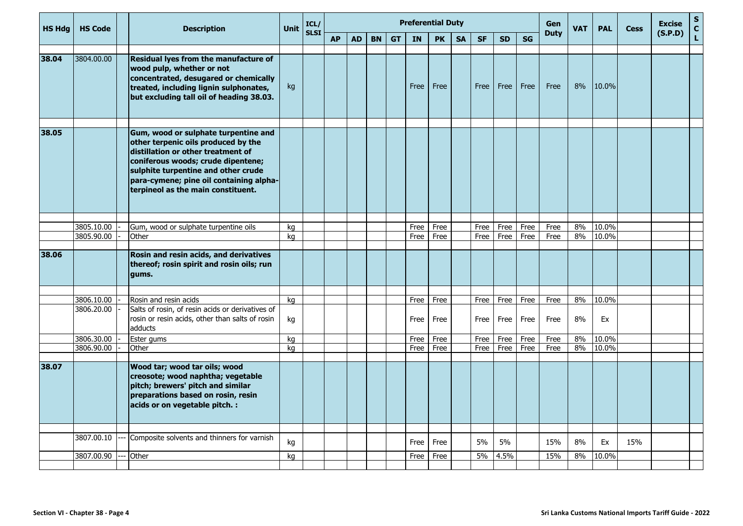| HS Hdg | HS Code | | Description | Unit | ICL/ SLSI | Preferential Duty | | | | | | | | | | Gen Duty | VAT | PAL | Cess | Excise (S.P.D) | S C L |
|---|---|---|---|---|---|---|---|---|---|---|---|---|---|---|---|---|---|---|---|---|---|
| | | | | | | AP | AD | BN | GT | IN | PK | SA | SF | SD | SG | | | | | | |
| **38.04** | 3804.00.00 | | **Residual lyes from the manufacture of wood pulp, whether or not concentrated, desugared or chemically treated, including lignin sulphonates, but excluding tall oil of heading 38.03.** | kg | | | | | | Free | Free | | Free | Free | Free | Free | 8% | 10.0% | | | |
| **38.05** | | | **Gum, wood or sulphate turpentine and other terpenic oils produced by the distillation or other treatment of coniferous woods; crude dipentene; sulphite turpentine and other crude para-cymene; pine oil containing alpha-terpineol as the main constituent.** | | | | | | | | | | | | | | | | | | |
| | 3805.10.00 | - | Gum, wood or sulphate turpentine oils | kg | | | | | | Free | Free | | Free | Free | Free | Free | 8% | 10.0% | | | |
| | 3805.90.00 | - | Other | kg | | | | | | Free | Free | | Free | Free | Free | Free | 8% | 10.0% | | | |
| **38.06** | | | **Rosin and resin acids, and derivatives thereof; rosin spirit and rosin oils; run gums.** | | | | | | | | | | | | | | | | | | |
| | 3806.10.00 | - | Rosin and resin acids | kg | | | | | | Free | Free | | Free | Free | Free | Free | 8% | 10.0% | | | |
| | 3806.20.00 | - | Salts of rosin, of resin acids or derivatives of rosin or resin acids, other than salts of rosin adducts | kg | | | | | | Free | Free | | Free | Free | Free | Free | 8% | Ex | | | |
| | 3806.30.00 | - | Ester gums | kg | | | | | | Free | Free | | Free | Free | Free | Free | 8% | 10.0% | | | |
| | 3806.90.00 | - | Other | kg | | | | | | Free | Free | | Free | Free | Free | Free | 8% | 10.0% | | | |
| **38.07** | | | **Wood tar; wood tar oils; wood creosote; wood naphtha; vegetable pitch; brewers' pitch and similar preparations based on rosin, resin acids or on vegetable pitch. :** | | | | | | | | | | | | | | | | | | |
| | 3807.00.10 | --- | Composite solvents and thinners for varnish | kg | | | | | | Free | Free | | 5% | 5% | | 15% | 8% | Ex | 15% | | |
| | 3807.00.90 | --- | Other | kg | | | | | | Free | Free | | 5% | 4.5% | | 15% | 8% | 10.0% | | | |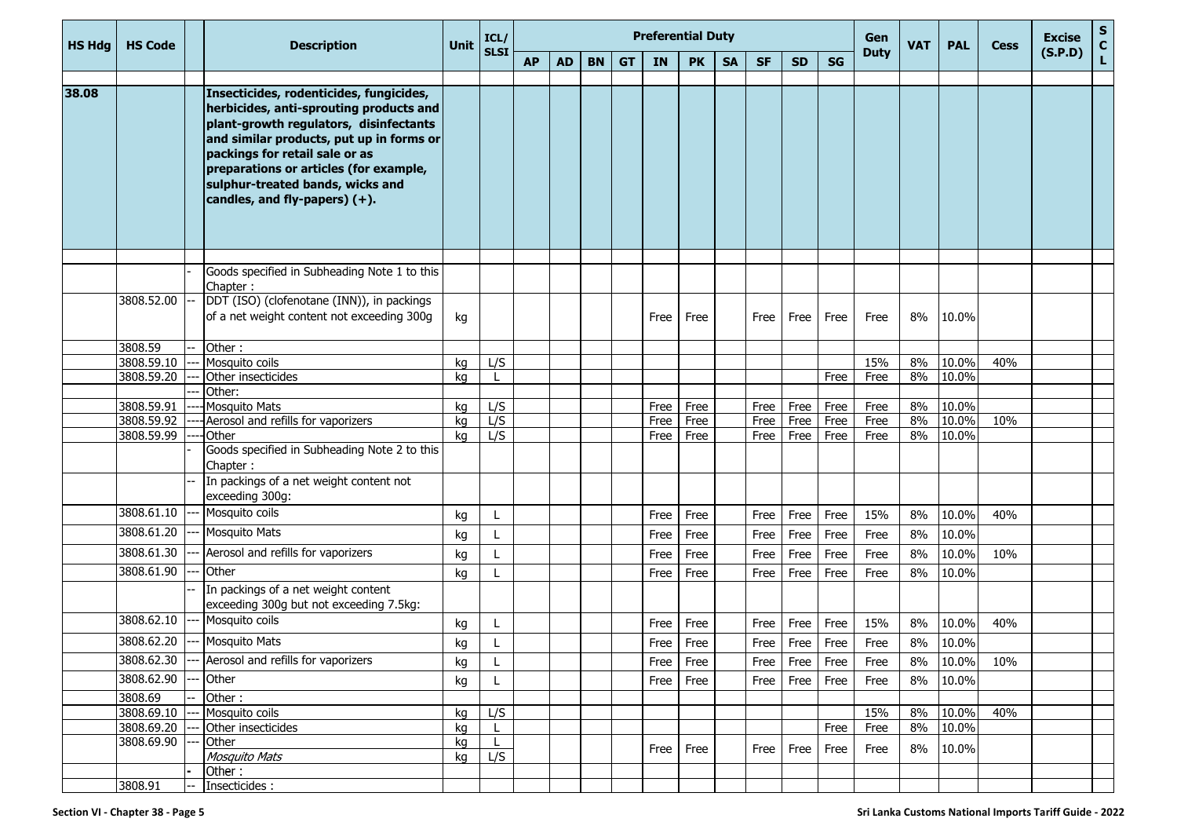| HS Hdg | HS Code | | Description | Unit | ICL/ SLSI | Preferential Duty | | | | | | | | | | Gen Duty | VAT | PAL | Cess | Excise (S.P.D) | S C L |
|---|---|---|---|---|---|---|---|---|---|---|---|---|---|---|---|---|---|---|---|---|---|
| | | | | | | AP | AD | BN | GT | IN | PK | SA | SF | SD | SG | | | | | | |
| 38.08 | | | **Insecticides, rodenticides, fungicides, herbicides, anti-sprouting products and plant-growth regulators, disinfectants and similar products, put up in forms or packings for retail sale or as preparations or articles (for example, sulphur-treated bands, wicks and candles, and fly-papers) (+).** | | | | | | | | | | | | | | | | | | |
| | | - | Goods specified in Subheading Note 1 to this Chapter : | | | | | | | | | | | | | | | | | | |
| | 3808.52.00 | -- | DDT (ISO) (clofenotane (INN)), in packings of a net weight content not exceeding 300g | kg | | | | | | Free | Free | | Free | Free | Free | Free | 8% | 10.0% | | | |
| | 3808.59 | -- | Other : | | | | | | | | | | | | | | | | | | |
| | 3808.59.10 | --- | Mosquito coils | kg | L/S | | | | | | | | | | | 15% | 8% | 10.0% | 40% | | |
| | 3808.59.20 | --- | Other insecticides | kg | L | | | | | | | | | | Free | Free | 8% | 10.0% | | | |
| | | --- | Other: | | | | | | | | | | | | | | | | | | |
| | 3808.59.91 | ---- | Mosquito Mats | kg | L/S | | | | | Free | Free | | Free | Free | Free | Free | 8% | 10.0% | | | |
| | 3808.59.92 | ---- | Aerosol and refills for vaporizers | kg | L/S | | | | | Free | Free | | Free | Free | Free | Free | 8% | 10.0% | 10% | | |
| | 3808.59.99 | ---- | Other | kg | L/S | | | | | Free | Free | | Free | Free | Free | Free | 8% | 10.0% | | | |
| | | - | Goods specified in Subheading Note 2 to this Chapter : | | | | | | | | | | | | | | | | | | |
| | | -- | In packings of a net weight content not exceeding 300g: | | | | | | | | | | | | | | | | | | |
| | 3808.61.10 | --- | Mosquito coils | kg | L | | | | | Free | Free | | Free | Free | Free | 15% | 8% | 10.0% | 40% | | |
| | 3808.61.20 | --- | Mosquito Mats | kg | L | | | | | Free | Free | | Free | Free | Free | Free | 8% | 10.0% | | | |
| | 3808.61.30 | --- | Aerosol and refills for vaporizers | kg | L | | | | | Free | Free | | Free | Free | Free | Free | 8% | 10.0% | 10% | | |
| | 3808.61.90 | --- | Other | kg | L | | | | | Free | Free | | Free | Free | Free | Free | 8% | 10.0% | | | |
| | | -- | In packings of a net weight content exceeding 300g but not exceeding 7.5kg: | | | | | | | | | | | | | | | | | | |
| | 3808.62.10 | --- | Mosquito coils | kg | L | | | | | Free | Free | | Free | Free | Free | 15% | 8% | 10.0% | 40% | | |
| | 3808.62.20 | --- | Mosquito Mats | kg | L | | | | | Free | Free | | Free | Free | Free | Free | 8% | 10.0% | | | |
| | 3808.62.30 | --- | Aerosol and refills for vaporizers | kg | L | | | | | Free | Free | | Free | Free | Free | Free | 8% | 10.0% | 10% | | |
| | 3808.62.90 | --- | Other | kg | L | | | | | Free | Free | | Free | Free | Free | Free | 8% | 10.0% | | | |
| | 3808.69 | -- | Other : | | | | | | | | | | | | | | | | | | |
| | 3808.69.10 | --- | Mosquito coils | kg | L/S | | | | | | | | | | | 15% | 8% | 10.0% | 40% | | |
| | 3808.69.20 | --- | Other insecticides | kg | L | | | | | | | | | | Free | Free | 8% | 10.0% | | | |
| | 3808.69.90 | --- | Other<br>*Mosquito Mats* | kg<br>kg | L<br>L/S | | | | | Free | Free | | Free | Free | Free | Free | 8% | 10.0% | | | |
| | | - | Other : | | | | | | | | | | | | | | | | | | |
| | 3808.91 | -- | Insecticides : | | | | | | | | | | | | | | | | | | |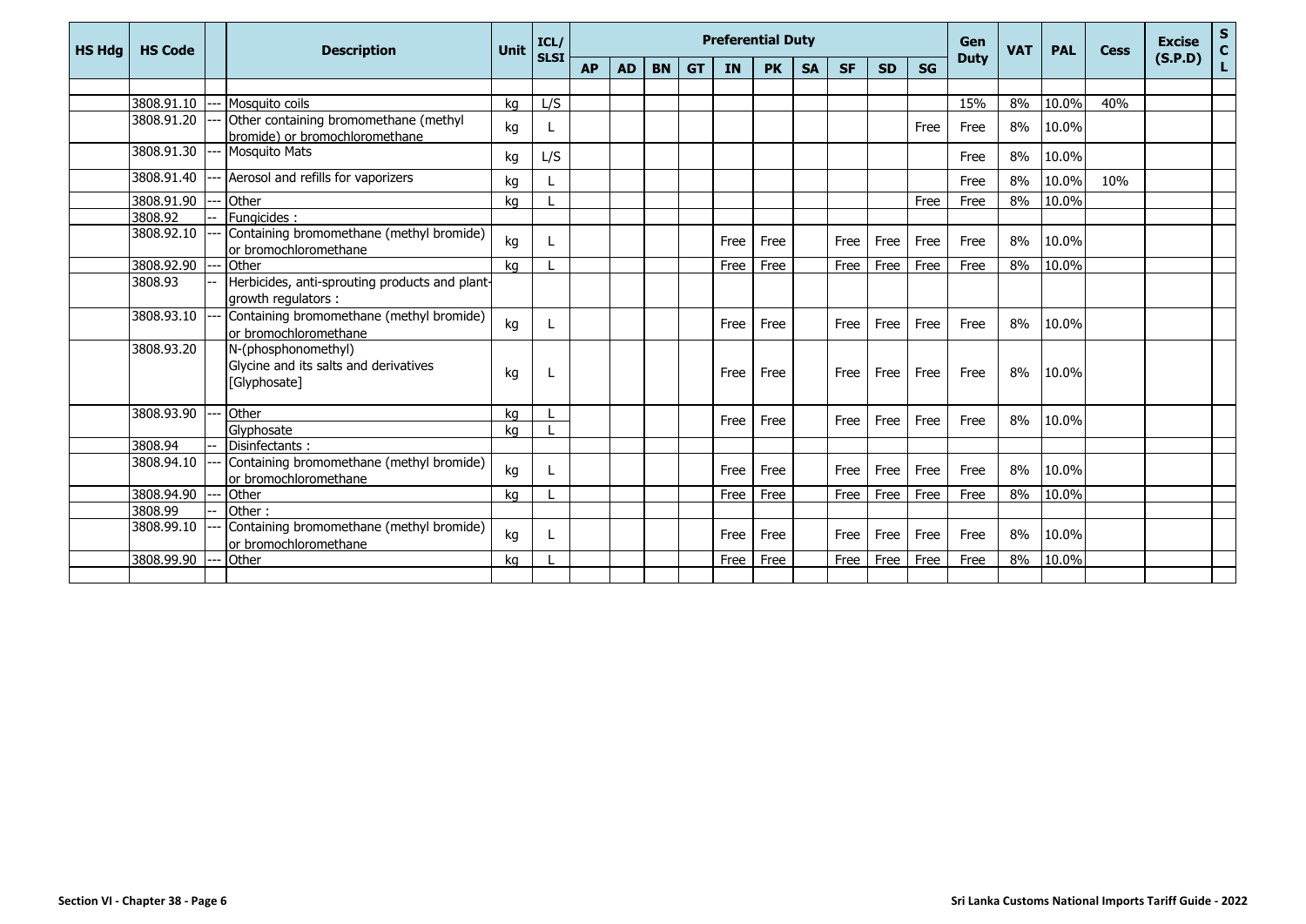| HS Hdg | HS Code | | Description | Unit | ICL/ SLSI | Preferential Duty | | | | | | | | | | Gen Duty | VAT | PAL | Cess | Excise (S.P.D) | S C L |
|---|---|---|---|---|---|---|---|---|---|---|---|---|---|---|---|---|---|---|---|---|---|
| | | | | | | AP | AD | BN | GT | IN | PK | SA | SF | SD | SG | | | | | | |
| | | | | | | | | | | | | | | | | | | | | | |
| | 3808.91.10 | --- | Mosquito coils | kg | L/S | | | | | | | | | | | 15% | 8% | 10.0% | 40% | | |
| | 3808.91.20 | --- | Other containing bromomethane (methyl bromide) or bromochloromethane | kg | L | | | | | | | | | | Free | Free | 8% | 10.0% | | | |
| | 3808.91.30 | --- | Mosquito Mats | kg | L/S | | | | | | | | | | | Free | 8% | 10.0% | | | |
| | 3808.91.40 | --- | Aerosol and refills for vaporizers | kg | L | | | | | | | | | | | Free | 8% | 10.0% | 10% | | |
| | 3808.91.90 | --- | Other | kg | L | | | | | | | | | | Free | Free | 8% | 10.0% | | | |
| | 3808.92 | -- | Fungicides : | | | | | | | | | | | | | | | | | | |
| | 3808.92.10 | --- | Containing bromomethane (methyl bromide) or bromochloromethane | kg | L | | | | | Free | Free | | Free | Free | Free | Free | 8% | 10.0% | | | |
| | 3808.92.90 | --- | Other | kg | L | | | | | Free | Free | | Free | Free | Free | Free | 8% | 10.0% | | | |
| | 3808.93 | -- | Herbicides, anti-sprouting products and plant-growth regulators : | | | | | | | | | | | | | | | | | | |
| | 3808.93.10 | --- | Containing bromomethane (methyl bromide) or bromochloromethane | kg | L | | | | | Free | Free | | Free | Free | Free | Free | 8% | 10.0% | | | |
| | 3808.93.20 | | N-(phosphonomethyl) Glycine and its salts and derivatives [Glyphosate] | kg | L | | | | | Free | Free | | Free | Free | Free | Free | 8% | 10.0% | | | |
| | 3808.93.90 | --- | Other | kg | L | | | | | Free | Free | | Free | Free | Free | Free | 8% | 10.0% | | | |
| | | | Glyphosate | kg | L | | | | | | | | | | | | | | | | |
| | 3808.94 | -- | Disinfectants : | | | | | | | | | | | | | | | | | | |
| | 3808.94.10 | --- | Containing bromomethane (methyl bromide) or bromochloromethane | kg | L | | | | | Free | Free | | Free | Free | Free | Free | 8% | 10.0% | | | |
| | 3808.94.90 | --- | Other | kg | L | | | | | Free | Free | | Free | Free | Free | Free | 8% | 10.0% | | | |
| | 3808.99 | -- | Other : | | | | | | | | | | | | | | | | | | |
| | 3808.99.10 | --- | Containing bromomethane (methyl bromide) or bromochloromethane | kg | L | | | | | Free | Free | | Free | Free | Free | Free | 8% | 10.0% | | | |
| | 3808.99.90 | --- | Other | kg | L | | | | | Free | Free | | Free | Free | Free | Free | 8% | 10.0% | | | |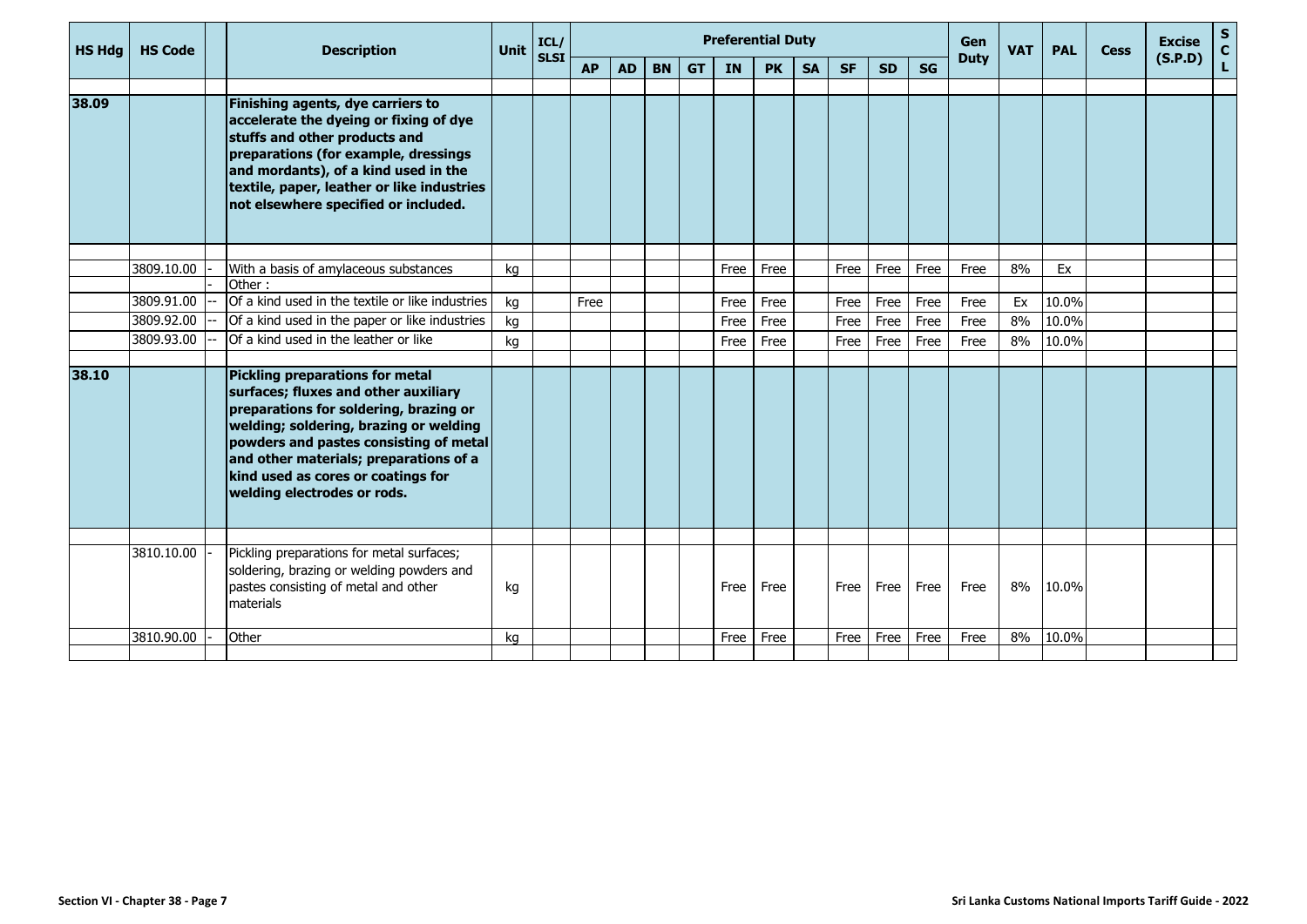| HS Hdg | HS Code | | Description | Unit | ICL/ SLSI | Preferential Duty | | | | | | | | | | Gen Duty | VAT | PAL | Cess | Excise (S.P.D) | SCL |
|---|---|---|---|---|---|---|---|---|---|---|---|---|---|---|---|---|---|---|---|---|---|
| | | | | | | AP | AD | BN | GT | IN | PK | SA | SF | SD | SG | | | | | | |
| **38.09** | | | **Finishing agents, dye carriers to accelerate the dyeing or fixing of dye stuffs and other products and preparations (for example, dressings and mordants), of a kind used in the textile, paper, leather or like industries not elsewhere specified or included.** | | | | | | | | | | | | | | | | | | |
| | 3809.10.00 | - | With a basis of amylaceous substances | kg | | | | | | Free | Free | | Free | Free | Free | Free | 8% | Ex | | | |
| | | - | Other : | | | | | | | | | | | | | | | | | | |
| | 3809.91.00 | -- | Of a kind used in the textile or like industries | kg | | Free | | | | Free | Free | | Free | Free | Free | Free | Ex | 10.0% | | | |
| | 3809.92.00 | -- | Of a kind used in the paper or like industries | kg | | | | | | Free | Free | | Free | Free | Free | Free | 8% | 10.0% | | | |
| | 3809.93.00 | -- | Of a kind used in the leather or like | kg | | | | | | Free | Free | | Free | Free | Free | Free | 8% | 10.0% | | | |
| **38.10** | | | **Pickling preparations for metal surfaces; fluxes and other auxiliary preparations for soldering, brazing or welding; soldering, brazing or welding powders and pastes consisting of metal and other materials; preparations of a kind used as cores or coatings for welding electrodes or rods.** | | | | | | | | | | | | | | | | | | |
| | 3810.10.00 | - | Pickling preparations for metal surfaces; soldering, brazing or welding powders and pastes consisting of metal and other materials | kg | | | | | | Free | Free | | Free | Free | Free | Free | 8% | 10.0% | | | |
| | 3810.90.00 | - | Other | kg | | | | | | Free | Free | | Free | Free | Free | Free | 8% | 10.0% | | | |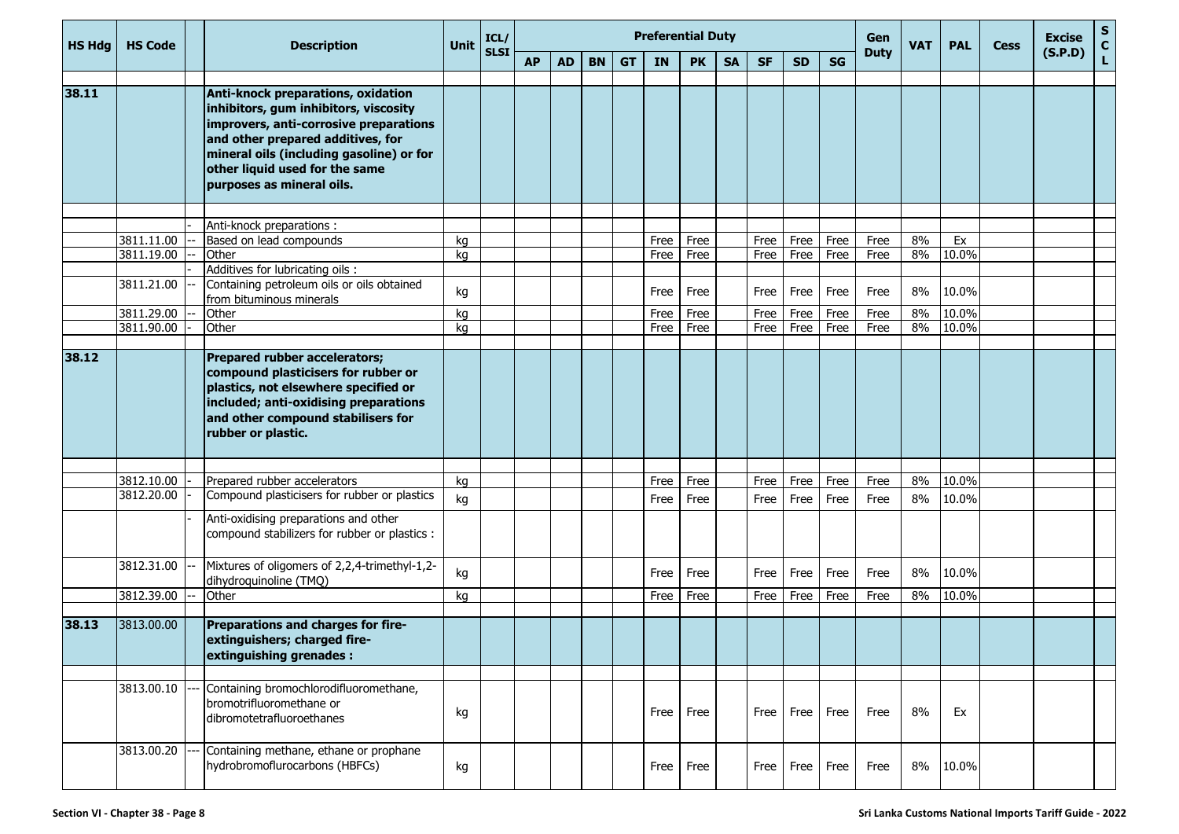| HS Hdg | HS Code | | Description | Unit | ICL/ SLSI | Preferential Duty | | | | | | | | | | Gen Duty | VAT | PAL | Cess | Excise (S.P.D) | S C L |
|---|---|---|---|---|---|---|---|---|---|---|---|---|---|---|---|---|---|---|---|---|---|
| | | | | | | AP | AD | BN | GT | IN | PK | SA | SF | SD | SG | | | | | | |
| **38.11** | | | **Anti-knock preparations, oxidation inhibitors, gum inhibitors, viscosity improvers, anti-corrosive preparations and other prepared additives, for mineral oils (including gasoline) or for other liquid used for the same purposes as mineral oils.** | | | | | | | | | | | | | | | | | | |
| | | - | Anti-knock preparations : | | | | | | | | | | | | | | | | | | |
| | 3811.11.00 | -- | Based on lead compounds | kg | | | | | | Free | Free | | Free | Free | Free | Free | 8% | Ex | | | |
| | 3811.19.00 | -- | Other | kg | | | | | | Free | Free | | Free | Free | Free | Free | 8% | 10.0% | | | |
| | | - | Additives for lubricating oils : | | | | | | | | | | | | | | | | | | |
| | 3811.21.00 | -- | Containing petroleum oils or oils obtained from bituminous minerals | kg | | | | | | Free | Free | | Free | Free | Free | Free | 8% | 10.0% | | | |
| | 3811.29.00 | -- | Other | kg | | | | | | Free | Free | | Free | Free | Free | Free | 8% | 10.0% | | | |
| | 3811.90.00 | - | Other | kg | | | | | | Free | Free | | Free | Free | Free | Free | 8% | 10.0% | | | |
| **38.12** | | | **Prepared rubber accelerators; compound plasticisers for rubber or plastics, not elsewhere specified or included; anti-oxidising preparations and other compound stabilisers for rubber or plastic.** | | | | | | | | | | | | | | | | | | |
| | 3812.10.00 | - | Prepared rubber accelerators | kg | | | | | | Free | Free | | Free | Free | Free | Free | 8% | 10.0% | | | |
| | 3812.20.00 | - | Compound plasticisers for rubber or plastics | kg | | | | | | Free | Free | | Free | Free | Free | Free | 8% | 10.0% | | | |
| | | - | Anti-oxidising preparations and other compound stabilizers for rubber or plastics : | | | | | | | | | | | | | | | | | | |
| | 3812.31.00 | -- | Mixtures of oligomers of 2,2,4-trimethyl-1,2-dihydroquinoline (TMQ) | kg | | | | | | Free | Free | | Free | Free | Free | Free | 8% | 10.0% | | | |
| | 3812.39.00 | -- | Other | kg | | | | | | Free | Free | | Free | Free | Free | Free | 8% | 10.0% | | | |
| **38.13** | 3813.00.00 | | **Preparations and charges for fire-extinguishers; charged fire-extinguishing grenades :** | | | | | | | | | | | | | | | | | | |
| | 3813.00.10 | --- | Containing bromochlorodifluoromethane, bromotrifluoromethane or dibromotetrafluoroethanes | kg | | | | | | Free | Free | | Free | Free | Free | Free | 8% | Ex | | | |
| | 3813.00.20 | --- | Containing methane, ethane or prophane hydrobromoflurocarbons (HBFCs) | kg | | | | | | Free | Free | | Free | Free | Free | Free | 8% | 10.0% | | | |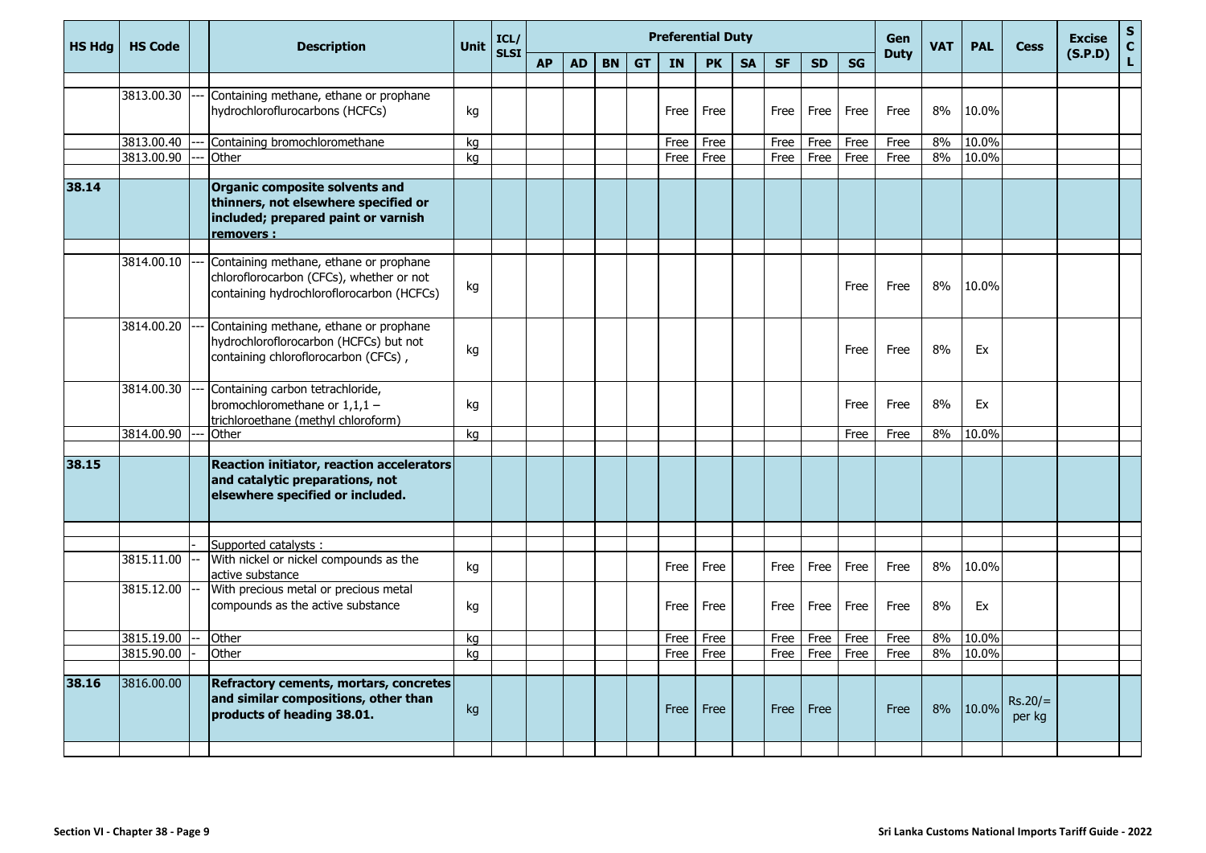| HS Hdg | HS Code | | Description | Unit | ICL/ SLSI | Preferential Duty | | | | | | | | | | Gen Duty | VAT | PAL | Cess | Excise (S.P.D) | SCL |
|---|---|---|---|---|---|---|---|---|---|---|---|---|---|---|---|---|---|---|---|---|---|
| | | | | | | AP | AD | BN | GT | IN | PK | SA | SF | SD | SG | | | | | | |
| | 3813.00.30 | --- | Containing methane, ethane or prophane hydrochloroflurocarbons (HCFCs) | kg | | | | | | Free | Free | | Free | Free | Free | Free | 8% | 10.0% | | | |
| | 3813.00.40 | --- | Containing bromochloromethane | kg | | | | | | Free | Free | | Free | Free | Free | Free | 8% | 10.0% | | | |
| | 3813.00.90 | --- | Other | kg | | | | | | Free | Free | | Free | Free | Free | Free | 8% | 10.0% | | | |
| **38.14** | | | **Organic composite solvents and thinners, not elsewhere specified or included; prepared paint or varnish removers :** | | | | | | | | | | | | | | | | | | |
| | 3814.00.10 | --- | Containing methane, ethane or prophane chloroflorocarbon (CFCs), whether or not containing hydrochloroflorocarbon (HCFCs) | kg | | | | | | | | | | | Free | Free | 8% | 10.0% | | | |
| | 3814.00.20 | --- | Containing methane, ethane or prophane hydrochloroflorocarbon (HCFCs) but not containing chloroflorocarbon (CFCs) , | kg | | | | | | | | | | | Free | Free | 8% | Ex | | | |
| | 3814.00.30 | --- | Containing carbon tetrachloride, bromochloromethane or 1,1,1 – trichloroethane (methyl chloroform) | kg | | | | | | | | | | | Free | Free | 8% | Ex | | | |
| | 3814.00.90 | --- | Other | kg | | | | | | | | | | | Free | Free | 8% | 10.0% | | | |
| **38.15** | | | **Reaction initiator, reaction accelerators and catalytic preparations, not elsewhere specified or included.** | | | | | | | | | | | | | | | | | | |
| | | - | Supported catalysts : | | | | | | | | | | | | | | | | | | |
| | 3815.11.00 | -- | With nickel or nickel compounds as the active substance | kg | | | | | | Free | Free | | Free | Free | Free | Free | 8% | 10.0% | | | |
| | 3815.12.00 | -- | With precious metal or precious metal compounds as the active substance | kg | | | | | | Free | Free | | Free | Free | Free | Free | 8% | Ex | | | |
| | 3815.19.00 | -- | Other | kg | | | | | | Free | Free | | Free | Free | Free | Free | 8% | 10.0% | | | |
| | 3815.90.00 | - | Other | kg | | | | | | Free | Free | | Free | Free | Free | Free | 8% | 10.0% | | | |
| **38.16** | 3816.00.00 | | **Refractory cements, mortars, concretes and similar compositions, other than products of heading 38.01.** | kg | | | | | | Free | Free | | Free | Free | | Free | 8% | 10.0% | Rs.20/= per kg | | |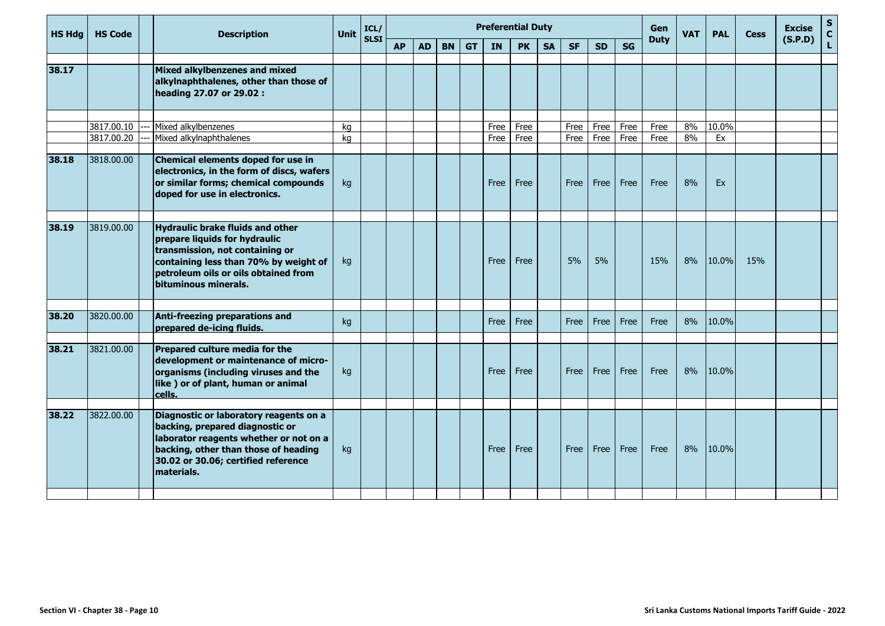| HS Hdg | HS Code | | Description | Unit | ICL/ SLSI | Preferential Duty | | | | | | | | | | Gen Duty | VAT | PAL | Cess | Excise (S.P.D) | S C L |
|---|---|---|---|---|---|---|---|---|---|---|---|---|---|---|---|---|---|---|---|---|---|
| | | | | | | AP | AD | BN | GT | IN | PK | SA | SF | SD | SG | | | | | | |
| 38.17 | | | **Mixed alkylbenzenes and mixed alkylnaphthalenes, other than those of heading 27.07 or 29.02 :** | | | | | | | | | | | | | | | | | | |
| | 3817.00.10 | --- | Mixed alkylbenzenes | kg | | | | | | Free | Free | | Free | Free | Free | Free | 8% | 10.0% | | | |
| | 3817.00.20 | --- | Mixed alkylnaphthalenes | kg | | | | | | Free | Free | | Free | Free | Free | Free | 8% | Ex | | | |
| 38.18 | 3818.00.00 | | **Chemical elements doped for use in electronics, in the form of discs, wafers or similar forms; chemical compounds doped for use in electronics.** | kg | | | | | | Free | Free | | Free | Free | Free | Free | 8% | Ex | | | |
| 38.19 | 3819.00.00 | | **Hydraulic brake fluids and other prepare liquids for hydraulic transmission, not containing or containing less than 70% by weight of petroleum oils or oils obtained from bituminous minerals.** | kg | | | | | | Free | Free | | 5% | 5% | | 15% | 8% | 10.0% | 15% | | |
| 38.20 | 3820.00.00 | | **Anti-freezing preparations and prepared de-icing fluids.** | kg | | | | | | Free | Free | | Free | Free | Free | Free | 8% | 10.0% | | | |
| 38.21 | 3821.00.00 | | **Prepared culture media for the development or maintenance of micro-organisms (including viruses and the like ) or of plant, human or animal cells.** | kg | | | | | | Free | Free | | Free | Free | Free | Free | 8% | 10.0% | | | |
| 38.22 | 3822.00.00 | | **Diagnostic or laboratory reagents on a backing, prepared diagnostic or laborator reagents whether or not on a backing, other than those of heading 30.02 or 30.06; certified reference materials.** | kg | | | | | | Free | Free | | Free | Free | Free | Free | 8% | 10.0% | | | |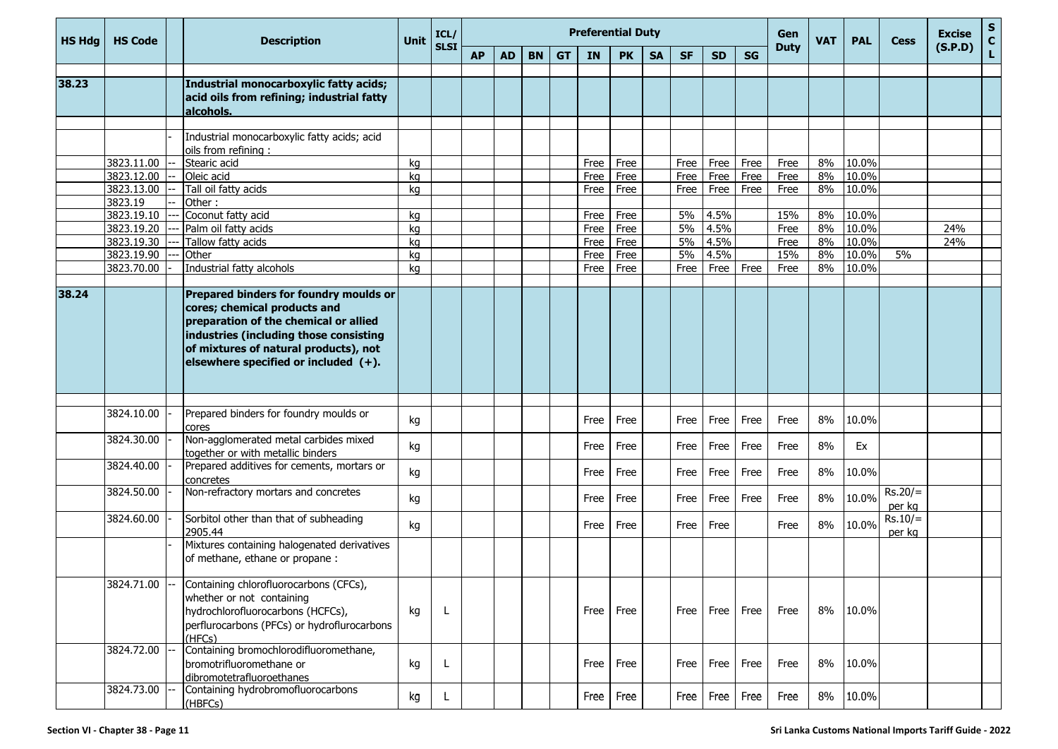| HS Hdg | HS Code | | Description | Unit | ICL/ SLSI | Preferential Duty | | | | | | | | | | Gen Duty | VAT | PAL | Cess | Excise (S.P.D) | S C L |
|---|---|---|---|---|---|---|---|---|---|---|---|---|---|---|---|---|---|---|---|---|---|
| | | | | | | AP | AD | BN | GT | IN | PK | SA | SF | SD | SG | | | | | | |
| 38.23 | | | **Industrial monocarboxylic fatty acids; acid oils from refining; industrial fatty alcohols.** | | | | | | | | | | | | | | | | | | |
| | | - | Industrial monocarboxylic fatty acids; acid oils from refining : | | | | | | | | | | | | | | | | | | |
| | 3823.11.00 | -- | Stearic acid | kg | | | | | | Free | Free | | Free | Free | Free | Free | 8% | 10.0% | | | |
| | 3823.12.00 | -- | Oleic acid | kg | | | | | | Free | Free | | Free | Free | Free | Free | 8% | 10.0% | | | |
| | 3823.13.00 | -- | Tall oil fatty acids | kg | | | | | | Free | Free | | Free | Free | Free | Free | 8% | 10.0% | | | |
| | 3823.19 | -- | Other : | | | | | | | | | | | | | | | | | | |
| | 3823.19.10 | --- | Coconut fatty acid | kg | | | | | | Free | Free | | 5% | 4.5% | | 15% | 8% | 10.0% | | | |
| | 3823.19.20 | --- | Palm oil fatty acids | kg | | | | | | Free | Free | | 5% | 4.5% | | Free | 8% | 10.0% | | 24% | |
| | 3823.19.30 | --- | Tallow fatty acids | kg | | | | | | Free | Free | | 5% | 4.5% | | Free | 8% | 10.0% | | 24% | |
| | 3823.19.90 | --- | Other | kg | | | | | | Free | Free | | 5% | 4.5% | | 15% | 8% | 10.0% | 5% | | |
| | 3823.70.00 | - | Industrial fatty alcohols | kg | | | | | | Free | Free | | Free | Free | Free | Free | 8% | 10.0% | | | |
| 38.24 | | | **Prepared binders for foundry moulds or cores; chemical products and preparation of the chemical or allied industries (including those consisting of mixtures of natural products), not elsewhere specified or included (+).** | | | | | | | | | | | | | | | | | | |
| | 3824.10.00 | - | Prepared binders for foundry moulds or cores | kg | | | | | | Free | Free | | Free | Free | Free | Free | 8% | 10.0% | | | |
| | 3824.30.00 | - | Non-agglomerated metal carbides mixed together or with metallic binders | kg | | | | | | Free | Free | | Free | Free | Free | Free | 8% | Ex | | | |
| | 3824.40.00 | - | Prepared additives for cements, mortars or concretes | kg | | | | | | Free | Free | | Free | Free | Free | Free | 8% | 10.0% | | | |
| | 3824.50.00 | - | Non-refractory mortars and concretes | kg | | | | | | Free | Free | | Free | Free | Free | Free | 8% | 10.0% | Rs.20/= per kg | | |
| | 3824.60.00 | - | Sorbitol other than that of subheading 2905.44 | kg | | | | | | Free | Free | | Free | Free | | Free | 8% | 10.0% | Rs.10/= per kg | | |
| | | - | Mixtures containing halogenated derivatives of methane, ethane or propane : | | | | | | | | | | | | | | | | | | |
| | 3824.71.00 | -- | Containing chlorofluorocarbons (CFCs), whether or not containing hydrochlorofluorocarbons (HCFCs), perflurocarbons (PFCs) or hydroflurocarbons (HFCs) | kg | L | | | | | Free | Free | | Free | Free | Free | Free | 8% | 10.0% | | | |
| | 3824.72.00 | -- | Containing bromochlorodifluoromethane, bromotrifluoromethane or dibromotetrafluoroethanes | kg | L | | | | | Free | Free | | Free | Free | Free | Free | 8% | 10.0% | | | |
| | 3824.73.00 | -- | Containing hydrobromofluorocarbons (HBFCs) | kg | L | | | | | Free | Free | | Free | Free | Free | Free | 8% | 10.0% | | | |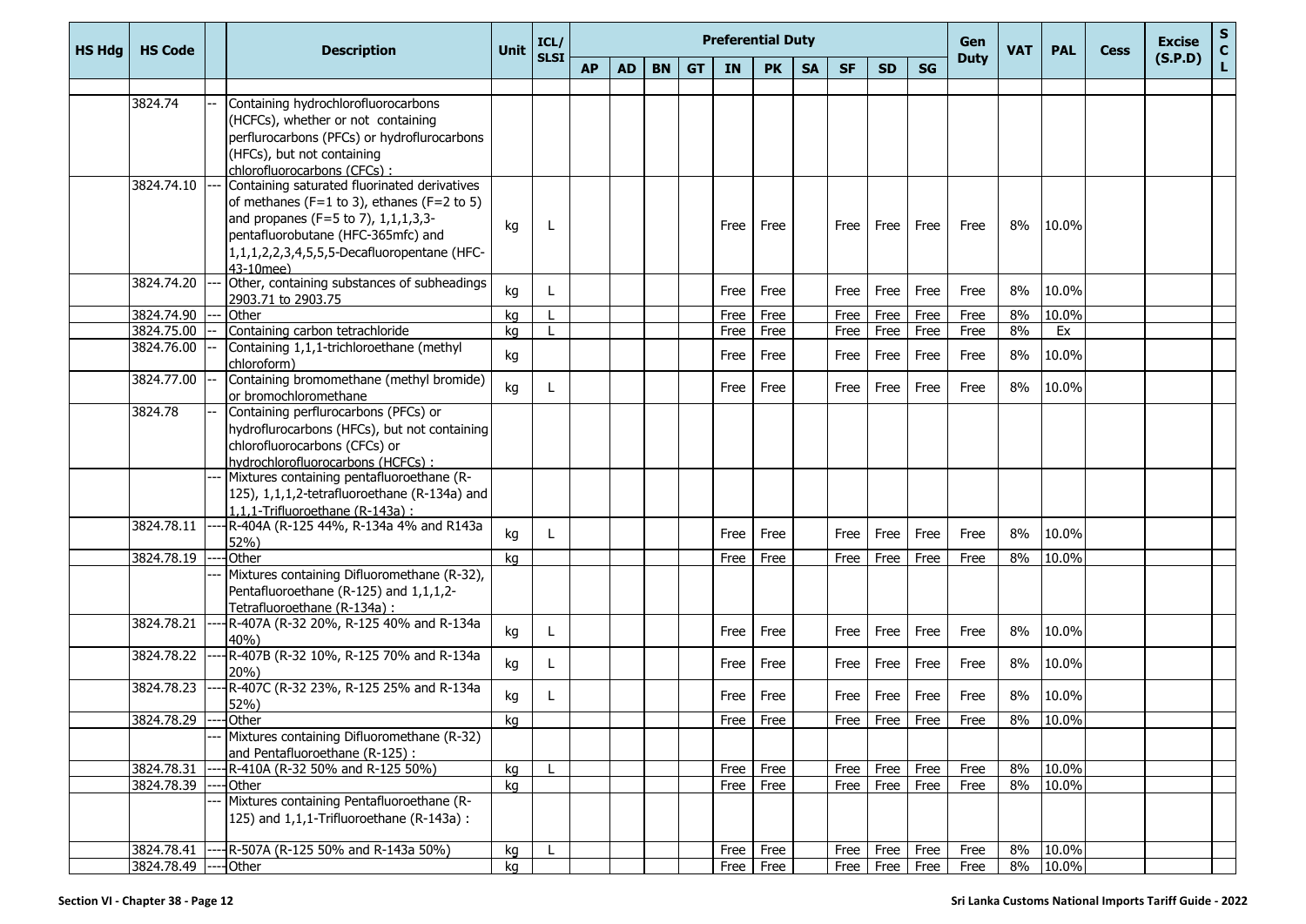| HS Hdg | HS Code | | Description | Unit | ICL/ SLSI | Preferential Duty | | | | | | | | | | Gen Duty | VAT | PAL | Cess | Excise (S.P.D) | S C L |
|---|---|---|---|---|---|---|---|---|---|---|---|---|---|---|---|---|---|---|---|---|---|
| | | | | | | AP | AD | BN | GT | IN | PK | SA | SF | SD | SG | | | | | | |
| | 3824.74 | -- | Containing hydrochlorofluorocarbons (HCFCs), whether or not containing perflurocarbons (PFCs) or hydroflurocarbons (HFCs), but not containing chlorofluorocarbons (CFCs) : | | | | | | | | | | | | | | | | | | |
| | 3824.74.10 | --- | Containing saturated fluorinated derivatives of methanes (F=1 to 3), ethanes (F=2 to 5) and propanes (F=5 to 7), 1,1,1,3,3-pentafluorobutane (HFC-365mfc) and 1,1,1,2,2,3,4,5,5,5-Decafluoropentane (HFC-43-10mee) | kg | L | | | | | Free | Free | | Free | Free | Free | Free | 8% | 10.0% | | | |
| | 3824.74.20 | --- | Other, containing substances of subheadings 2903.71 to 2903.75 | kg | L | | | | | Free | Free | | Free | Free | Free | Free | 8% | 10.0% | | | |
| | 3824.74.90 | --- | Other | kg | L | | | | | Free | Free | | Free | Free | Free | Free | 8% | 10.0% | | | |
| | 3824.75.00 | -- | Containing carbon tetrachloride | kg | L | | | | | Free | Free | | Free | Free | Free | Free | 8% | Ex | | | |
| | 3824.76.00 | -- | Containing 1,1,1-trichloroethane (methyl chloroform) | kg | | | | | | Free | Free | | Free | Free | Free | Free | 8% | 10.0% | | | |
| | 3824.77.00 | -- | Containing bromomethane (methyl bromide) or bromochloromethane | kg | L | | | | | Free | Free | | Free | Free | Free | Free | 8% | 10.0% | | | |
| | 3824.78 | -- | Containing perflurocarbons (PFCs) or hydroflurocarbons (HFCs), but not containing chlorofluorocarbons (CFCs) or hydrochlorofluorocarbons (HCFCs) : | | | | | | | | | | | | | | | | | | |
| | | --- | Mixtures containing pentafluoroethane (R-125), 1,1,1,2-tetrafluoroethane (R-134a) and 1,1,1-Trifluoroethane (R-143a) : | | | | | | | | | | | | | | | | | | |
| | 3824.78.11 | ---- | R-404A (R-125 44%, R-134a 4% and R143a 52%) | kg | L | | | | | Free | Free | | Free | Free | Free | Free | 8% | 10.0% | | | |
| | 3824.78.19 | ---- | Other | kg | | | | | | Free | Free | | Free | Free | Free | Free | 8% | 10.0% | | | |
| | | --- | Mixtures containing Difluoromethane (R-32), Pentafluoroethane (R-125) and 1,1,1,2-Tetrafluoroethane (R-134a) : | | | | | | | | | | | | | | | | | | |
| | 3824.78.21 | ---- | R-407A (R-32 20%, R-125 40% and R-134a 40%) | kg | L | | | | | Free | Free | | Free | Free | Free | Free | 8% | 10.0% | | | |
| | 3824.78.22 | ---- | R-407B (R-32 10%, R-125 70% and R-134a 20%) | kg | L | | | | | Free | Free | | Free | Free | Free | Free | 8% | 10.0% | | | |
| | 3824.78.23 | ---- | R-407C (R-32 23%, R-125 25% and R-134a 52%) | kg | L | | | | | Free | Free | | Free | Free | Free | Free | 8% | 10.0% | | | |
| | 3824.78.29 | ---- | Other | kg | | | | | | Free | Free | | Free | Free | Free | Free | 8% | 10.0% | | | |
| | | --- | Mixtures containing Difluoromethane (R-32) and Pentafluoroethane (R-125) : | | | | | | | | | | | | | | | | | | |
| | 3824.78.31 | ---- | R-410A (R-32 50% and R-125 50%) | kg | L | | | | | Free | Free | | Free | Free | Free | Free | 8% | 10.0% | | | |
| | 3824.78.39 | ---- | Other | kg | | | | | | Free | Free | | Free | Free | Free | Free | 8% | 10.0% | | | |
| | | --- | Mixtures containing Pentafluoroethane (R-125) and 1,1,1-Trifluoroethane (R-143a) : | | | | | | | | | | | | | | | | | | |
| | 3824.78.41 | ---- | R-507A (R-125 50% and R-143a 50%) | kg | L | | | | | Free | Free | | Free | Free | Free | Free | 8% | 10.0% | | | |
| | 3824.78.49 | ---- | Other | kg | | | | | | Free | Free | | Free | Free | Free | Free | 8% | 10.0% | | | |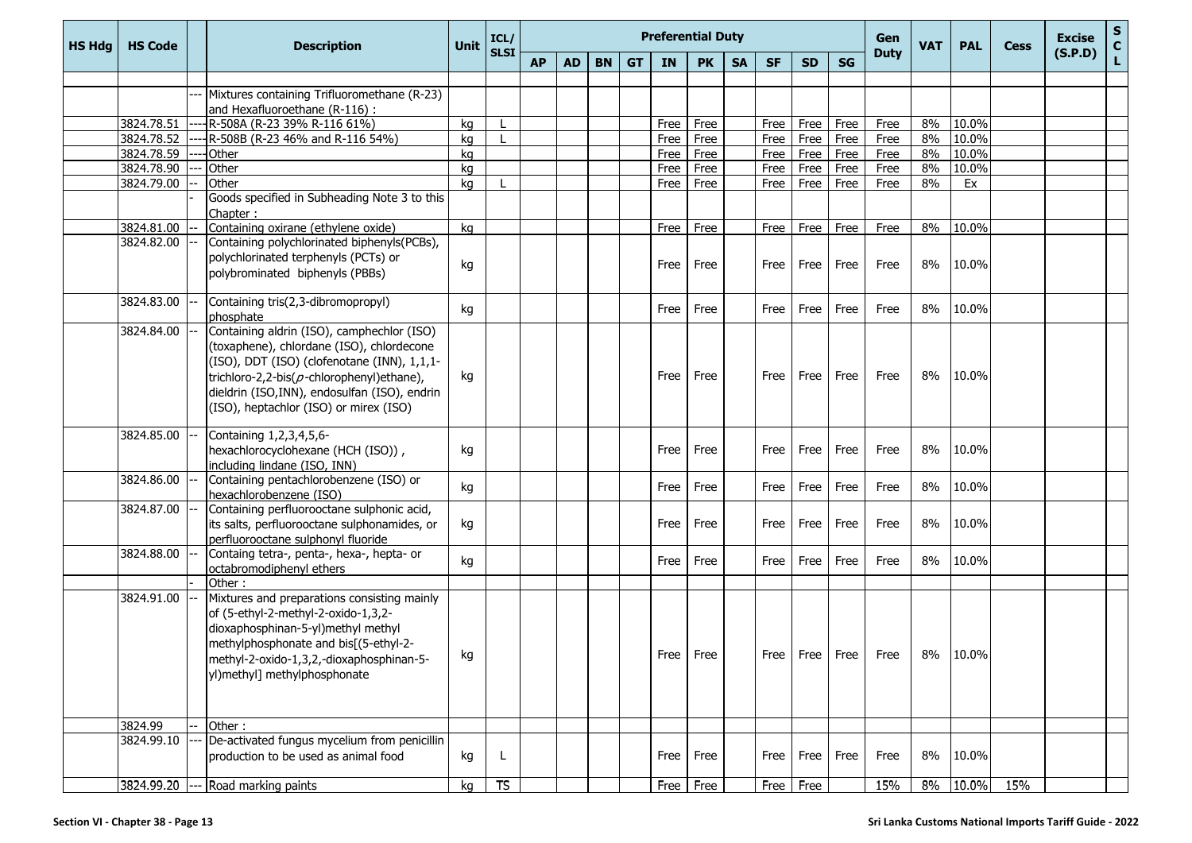| HS Hdg | HS Code | | Description | Unit | ICL/ SLSI | Preferential Duty | | | | | | | | | | Gen Duty | VAT | PAL | Cess | Excise (S.P.D) | S C L |
|---|---|---|---|---|---|---|---|---|---|---|---|---|---|---|---|---|---|---|---|---|---|
| | | | | | | AP | AD | BN | GT | IN | PK | SA | SF | SD | SG | | | | | | |
| | | --- | Mixtures containing Trifluoromethane (R-23) and Hexafluoroethane (R-116) : | | | | | | | | | | | | | | | | | | |
| | 3824.78.51 | ---- | R-508A (R-23 39% R-116 61%) | kg | L | | | | | Free | Free | | Free | Free | Free | Free | 8% | 10.0% | | | |
| | 3824.78.52 | ---- | R-508B (R-23 46% and R-116 54%) | kg | L | | | | | Free | Free | | Free | Free | Free | Free | 8% | 10.0% | | | |
| | 3824.78.59 | ---- | Other | kg | | | | | | Free | Free | | Free | Free | Free | Free | 8% | 10.0% | | | |
| | 3824.78.90 | --- | Other | kg | | | | | | Free | Free | | Free | Free | Free | Free | 8% | 10.0% | | | |
| | 3824.79.00 | -- | Other | kg | L | | | | | Free | Free | | Free | Free | Free | Free | 8% | Ex | | | |
| | | - | Goods specified in Subheading Note 3 to this Chapter : | | | | | | | | | | | | | | | | | | |
| | 3824.81.00 | -- | Containing oxirane (ethylene oxide) | kg | | | | | | Free | Free | | Free | Free | Free | Free | 8% | 10.0% | | | |
| | 3824.82.00 | -- | Containing polychlorinated biphenyls(PCBs), polychlorinated terphenyls (PCTs) or polybrominated biphenyls (PBBs) | kg | | | | | | Free | Free | | Free | Free | Free | Free | 8% | 10.0% | | | |
| | 3824.83.00 | -- | Containing tris(2,3-dibromopropyl) phosphate | kg | | | | | | Free | Free | | Free | Free | Free | Free | 8% | 10.0% | | | |
| | 3824.84.00 | -- | Containing aldrin (ISO), camphechlor (ISO) (toxaphene), chlordane (ISO), chlordecone (ISO), DDT (ISO) (clofenotane (INN), 1,1,1-trichloro-2,2-bis(*p*-chlorophenyl)ethane), dieldrin (ISO,INN), endosulfan (ISO), endrin (ISO), heptachlor (ISO) or mirex (ISO) | kg | | | | | | Free | Free | | Free | Free | Free | Free | 8% | 10.0% | | | |
| | 3824.85.00 | -- | Containing 1,2,3,4,5,6-hexachlorocyclohexane (HCH (ISO)) , including lindane (ISO, INN) | kg | | | | | | Free | Free | | Free | Free | Free | Free | 8% | 10.0% | | | |
| | 3824.86.00 | -- | Containing pentachlorobenzene (ISO) or hexachlorobenzene (ISO) | kg | | | | | | Free | Free | | Free | Free | Free | Free | 8% | 10.0% | | | |
| | 3824.87.00 | -- | Containing perfluorooctane sulphonic acid, its salts, perfluorooctane sulphonamides, or perfluorooctane sulphonyl fluoride | kg | | | | | | Free | Free | | Free | Free | Free | Free | 8% | 10.0% | | | |
| | 3824.88.00 | -- | Containg tetra-, penta-, hexa-, hepta- or octabromodiphenyl ethers | kg | | | | | | Free | Free | | Free | Free | Free | Free | 8% | 10.0% | | | |
| | | - | Other : | | | | | | | | | | | | | | | | | | |
| | 3824.91.00 | -- | Mixtures and preparations consisting mainly of (5-ethyl-2-methyl-2-oxido-1,3,2-dioxaphosphinan-5-yl)methyl methyl methylphosphonate and bis[(5-ethyl-2-methyl-2-oxido-1,3,2,-dioxaphosphinan-5-yl)methyl] methylphosphonate | kg | | | | | | Free | Free | | Free | Free | Free | Free | 8% | 10.0% | | | |
| | 3824.99 | -- | Other : | | | | | | | | | | | | | | | | | | |
| | 3824.99.10 | --- | De-activated fungus mycelium from penicillin production to be used as animal food | kg | L | | | | | Free | Free | | Free | Free | Free | Free | 8% | 10.0% | | | |
| | 3824.99.20 | --- | Road marking paints | kg | TS | | | | | Free | Free | | Free | Free | | 15% | 8% | 10.0% | 15% | | |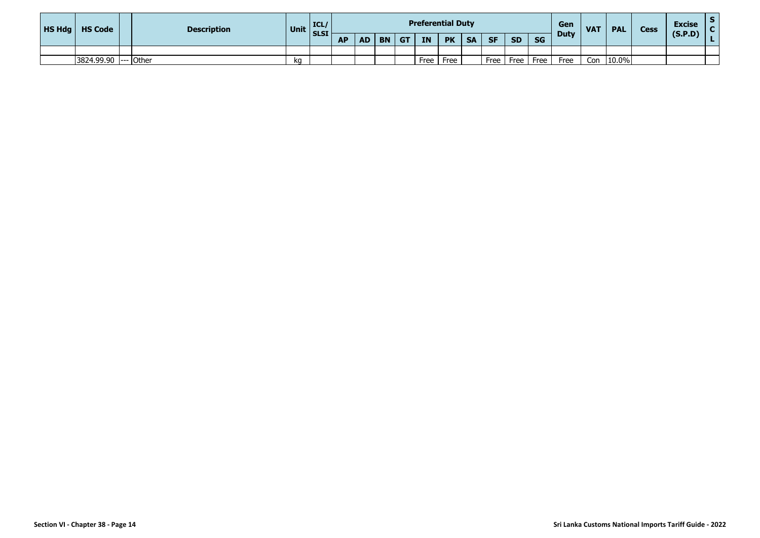| HS Hdg | HS Code | | Description | Unit | ICL/ SLSI | Preferential Duty | | | | | | | | | | Gen Duty | VAT | PAL | Cess | Excise (S.P.D) | S C L |
|---|---|---|---|---|---|---|---|---|---|---|---|---|---|---|---|---|---|---|---|---|---|
| | | | | | | AP | AD | BN | GT | IN | PK | SA | SF | SD | SG | | | | | | |
| | | | | | | | | | | | | | | | | | | | | | |
| | 3824.99.90 | --- | Other | kg | | | | | | Free | Free | | Free | Free | Free | Free | Con | 10.0% | | | |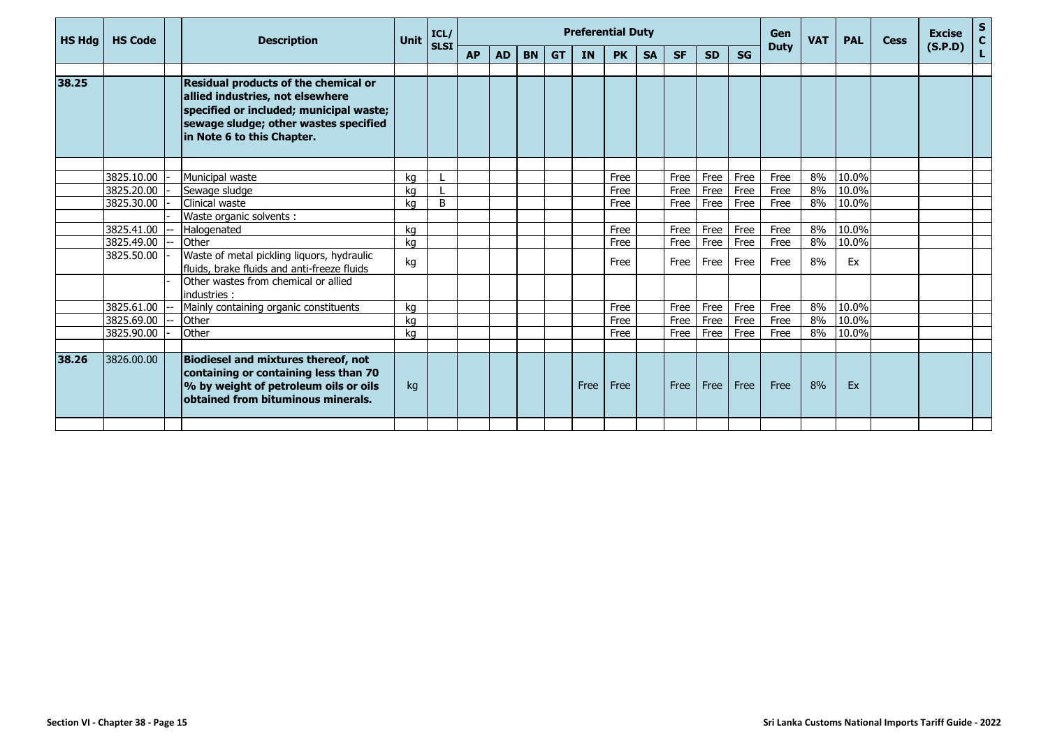| HS Hdg | HS Code | | Description | Unit | ICL/ SLSI | Preferential Duty | | | | | | | | | | Gen Duty | VAT | PAL | Cess | Excise (S.P.D) | S C L |
|---|---|---|---|---|---|---|---|---|---|---|---|---|---|---|---|---|---|---|---|---|---|
| | | | | | | AP | AD | BN | GT | IN | PK | SA | SF | SD | SG | | | | | | |
| 38.25 | | | **Residual products of the chemical or allied industries, not elsewhere specified or included; municipal waste; sewage sludge; other wastes specified in Note 6 to this Chapter.** | | | | | | | | | | | | | | | | | | |
| | 3825.10.00 | - | Municipal waste | kg | L | | | | | | Free | | Free | Free | Free | Free | 8% | 10.0% | | | |
| | 3825.20.00 | - | Sewage sludge | kg | L | | | | | | Free | | Free | Free | Free | Free | 8% | 10.0% | | | |
| | 3825.30.00 | - | Clinical waste | kg | B | | | | | | Free | | Free | Free | Free | Free | 8% | 10.0% | | | |
| | | - | Waste organic solvents : | | | | | | | | | | | | | | | | | | |
| | 3825.41.00 | -- | Halogenated | kg | | | | | | | Free | | Free | Free | Free | Free | 8% | 10.0% | | | |
| | 3825.49.00 | -- | Other | kg | | | | | | | Free | | Free | Free | Free | Free | 8% | 10.0% | | | |
| | 3825.50.00 | - | Waste of metal pickling liquors, hydraulic fluids, brake fluids and anti-freeze fluids | kg | | | | | | | Free | | Free | Free | Free | Free | 8% | Ex | | | |
| | | - | Other wastes from chemical or allied industries : | | | | | | | | | | | | | | | | | | |
| | 3825.61.00 | -- | Mainly containing organic constituents | kg | | | | | | | Free | | Free | Free | Free | Free | 8% | 10.0% | | | |
| | 3825.69.00 | -- | Other | kg | | | | | | | Free | | Free | Free | Free | Free | 8% | 10.0% | | | |
| | 3825.90.00 | - | Other | kg | | | | | | | Free | | Free | Free | Free | Free | 8% | 10.0% | | | |
| 38.26 | 3826.00.00 | | **Biodiesel and mixtures thereof, not containing or containing less than 70 % by weight of petroleum oils or oils obtained from bituminous minerals.** | kg | | | | | | Free | Free | | Free | Free | Free | Free | 8% | Ex | | | |